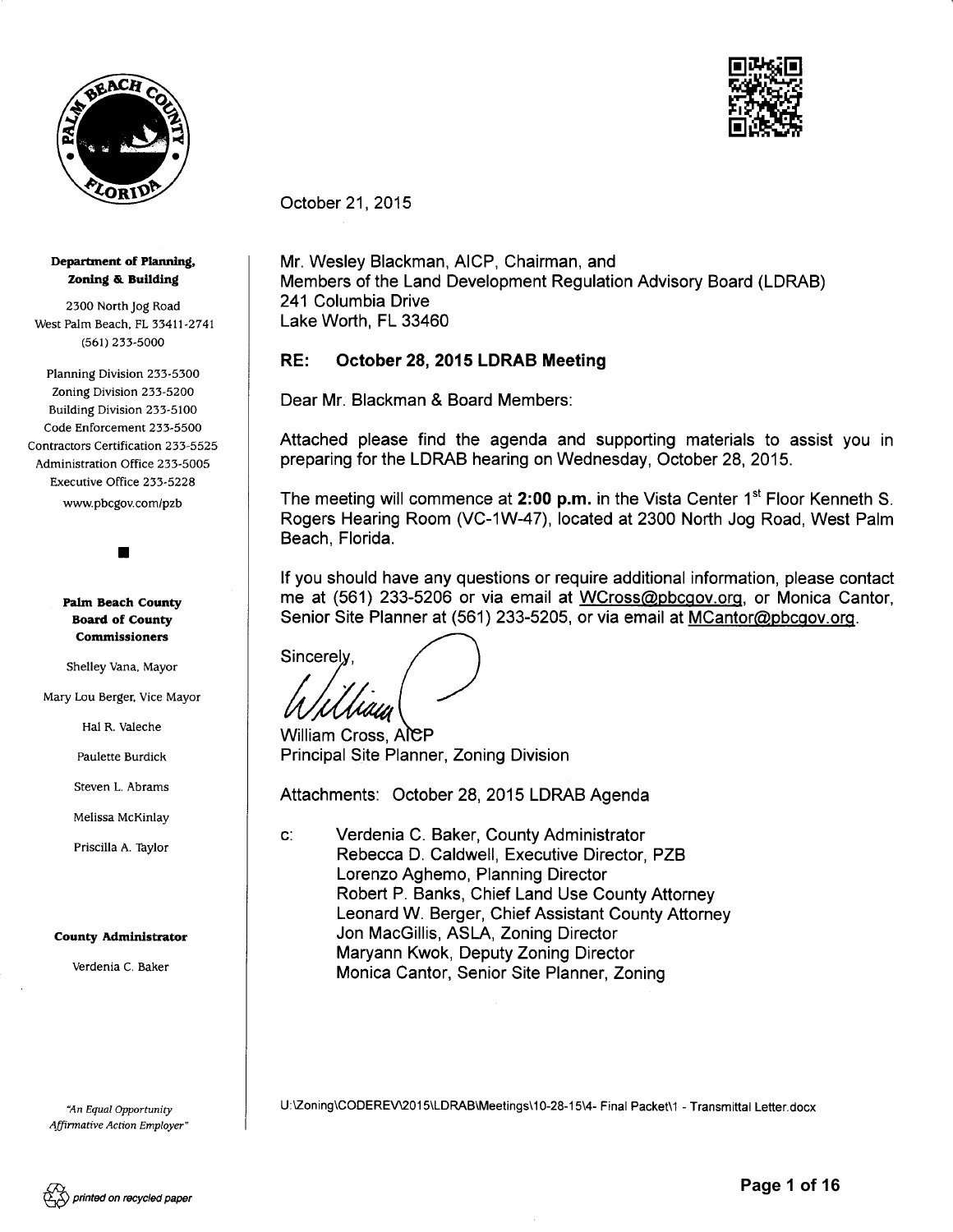**Department of Planning, Zoning & Building**

2300 North Jog Road
West Palm Beach, FL 33411-2741
(561) 233-5000

Planning Division 233-5300
Zoning Division 233-5200
Building Division 233-5100
Code Enforcement 233-5500
Contractors Certification 233-5525
Administration Office 233-5005
Executive Office 233-5228
www.pbcgov.com/pzb

**Palm Beach County Board of County Commissioners**

Shelley Vana, Mayor
Mary Lou Berger, Vice Mayor
Hal R. Valeche
Paulette Burdick
Steven L. Abrams
Melissa McKinlay
Priscilla A. Taylor

**County Administrator**

Verdenia C. Baker

*"An Equal Opportunity Affirmative Action Employer"*

printed on recycled paper

---

October 21, 2015

Mr. Wesley Blackman, AICP, Chairman, and
Members of the Land Development Regulation Advisory Board (LDRAB)
241 Columbia Drive
Lake Worth, FL 33460

**RE: October 28, 2015 LDRAB Meeting**

Dear Mr. Blackman & Board Members:

Attached please find the agenda and supporting materials to assist you in preparing for the LDRAB hearing on Wednesday, October 28, 2015.

The meeting will commence at **2:00 p.m.** in the Vista Center 1st Floor Kenneth S. Rogers Hearing Room (VC-1W-47), located at 2300 North Jog Road, West Palm Beach, Florida.

If you should have any questions or require additional information, please contact me at (561) 233-5206 or via email at WCross@pbcgov.org, or Monica Cantor, Senior Site Planner at (561) 233-5205, or via email at MCantor@pbcgov.org.

Sincerely,

William Cross, AICP
Principal Site Planner, Zoning Division

Attachments: October 28, 2015 LDRAB Agenda

c: Verdenia C. Baker, County Administrator
Rebecca D. Caldwell, Executive Director, PZB
Lorenzo Aghemo, Planning Director
Robert P. Banks, Chief Land Use County Attorney
Leonard W. Berger, Chief Assistant County Attorney
Jon MacGillis, ASLA, Zoning Director
Maryann Kwok, Deputy Zoning Director
Monica Cantor, Senior Site Planner, Zoning

U:\Zoning\CODEREV\2015\LDRAB\Meetings\10-28-15\4- Final Packet\1 - Transmittal Letter.docx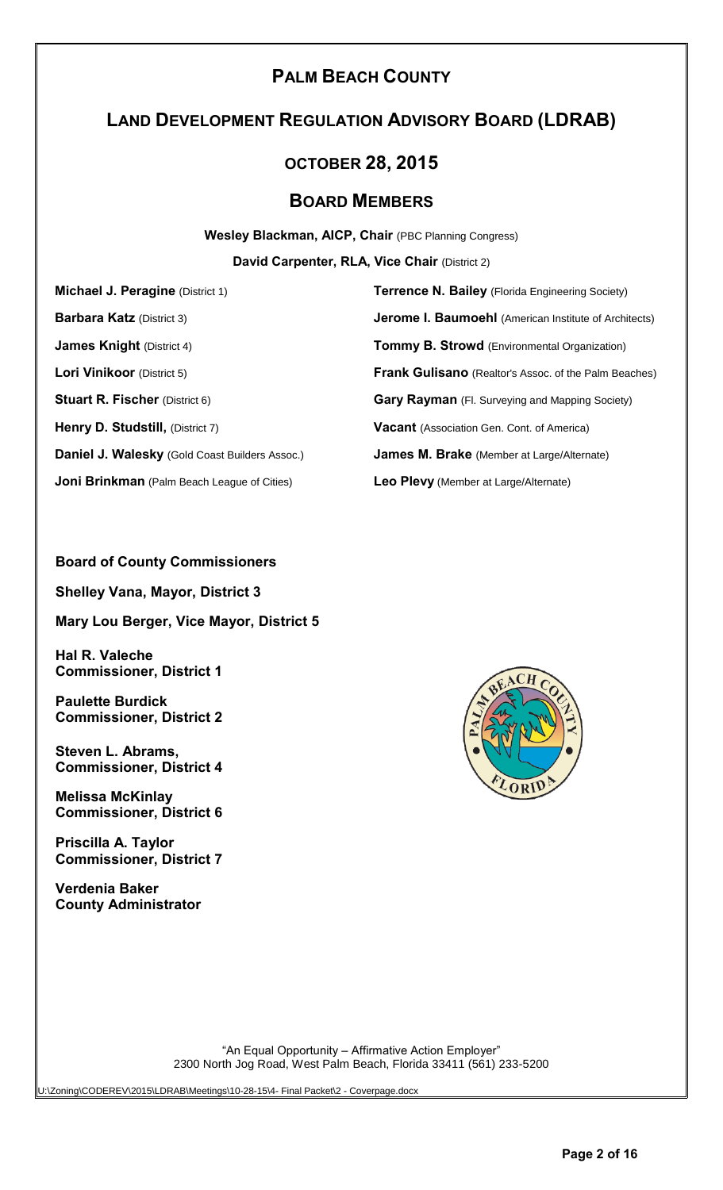# Palm Beach County

## Land Development Regulation Advisory Board (LDRAB)

### October 28, 2015

### Board Members

**Wesley Blackman, AICP, Chair** (PBC Planning Congress)

**David Carpenter, RLA, Vice Chair** (District 2)

**Michael J. Peragine** (District 1)

**Barbara Katz** (District 3)

**James Knight** (District 4)

**Lori Vinikoor** (District 5)

**Stuart R. Fischer** (District 6)

**Henry D. Studstill,** (District 7)

**Daniel J. Walesky** (Gold Coast Builders Assoc.)

**Joni Brinkman** (Palm Beach League of Cities)

**Terrence N. Bailey** (Florida Engineering Society)

**Jerome I. Baumoehl** (American Institute of Architects)

**Tommy B. Strowd** (Environmental Organization)

**Frank Gulisano** (Realtor's Assoc. of the Palm Beaches)

**Gary Rayman** (Fl. Surveying and Mapping Society)

**Vacant** (Association Gen. Cont. of America)

**James M. Brake** (Member at Large/Alternate)

**Leo Plevy** (Member at Large/Alternate)

**Board of County Commissioners**

**Shelley Vana, Mayor, District 3**

**Mary Lou Berger, Vice Mayor, District 5**

**Hal R. Valeche**
**Commissioner, District 1**

**Paulette Burdick**
**Commissioner, District 2**

**Steven L. Abrams,**
**Commissioner, District 4**

**Melissa McKinlay**
**Commissioner, District 6**

**Priscilla A. Taylor**
**Commissioner, District 7**

**Verdenia Baker**
**County Administrator**

"An Equal Opportunity – Affirmative Action Employer"
2300 North Jog Road, West Palm Beach, Florida 33411 (561) 233-5200

U:\Zoning\CODEREV\2015\LDRAB\Meetings\10-28-15\4- Final Packet\2 - Coverpage.docx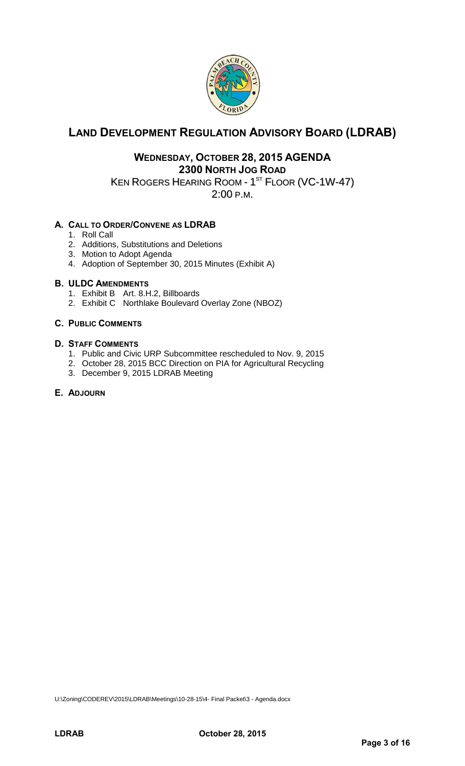# LAND DEVELOPMENT REGULATION ADVISORY BOARD (LDRAB)

## WEDNESDAY, OCTOBER 28, 2015 AGENDA

## 2300 NORTH JOG ROAD

KEN ROGERS HEARING ROOM - 1ST FLOOR (VC-1W-47)

2:00 P.M.

### A. CALL TO ORDER/CONVENE AS LDRAB

1. Roll Call
2. Additions, Substitutions and Deletions
3. Motion to Adopt Agenda
4. Adoption of September 30, 2015 Minutes (Exhibit A)

### B. ULDC AMENDMENTS

1. Exhibit B Art. 8.H.2, Billboards
2. Exhibit C Northlake Boulevard Overlay Zone (NBOZ)

### C. PUBLIC COMMENTS

### D. STAFF COMMENTS

1. Public and Civic URP Subcommittee rescheduled to Nov. 9, 2015
2. October 28, 2015 BCC Direction on PIA for Agricultural Recycling
3. December 9, 2015 LDRAB Meeting

### E. ADJOURN

U:\Zoning\CODEREV\2015\LDRAB\Meetings\10-28-15\4- Final Packet\3 - Agenda.docx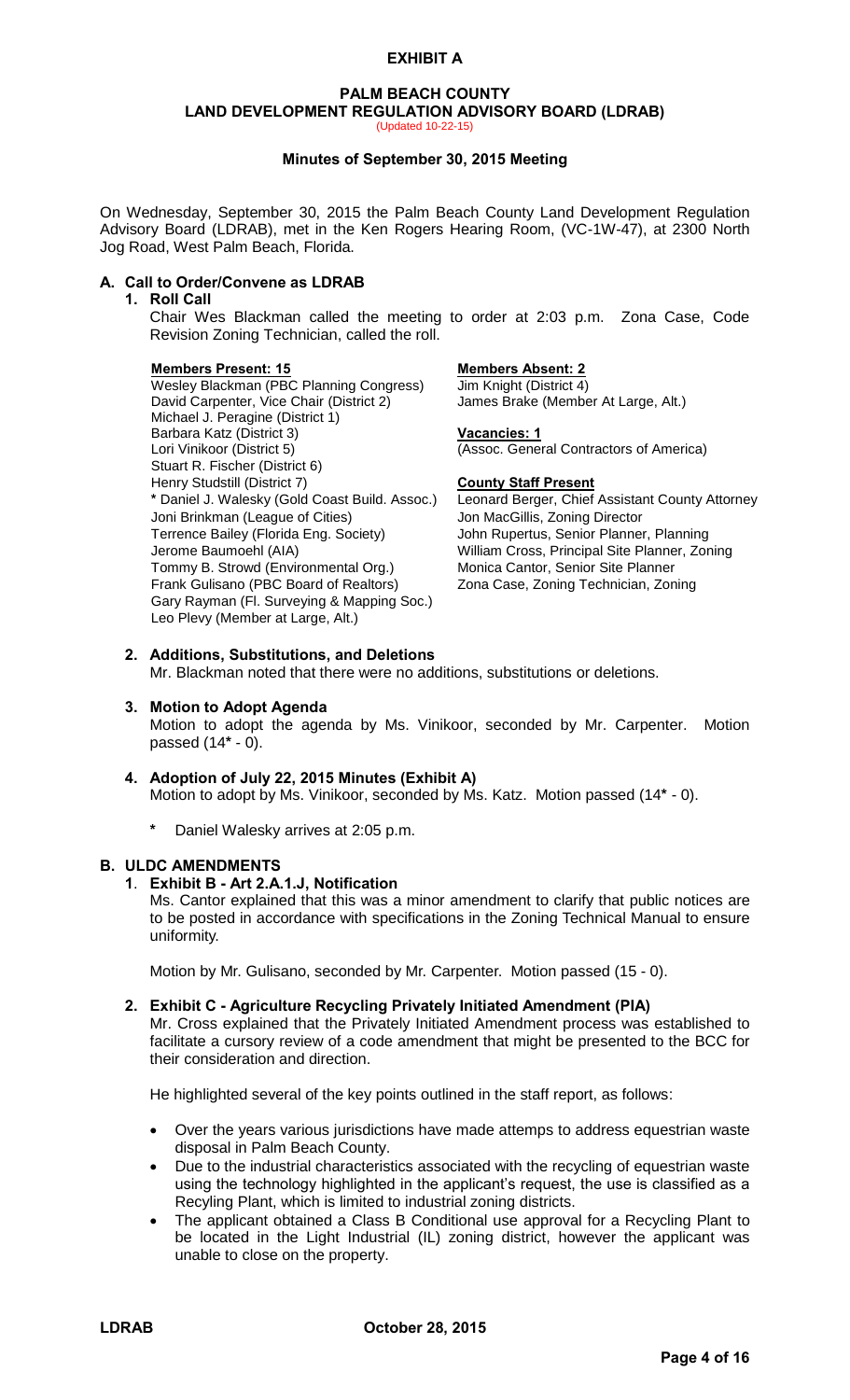**EXHIBIT A**

# PALM BEACH COUNTY
# LAND DEVELOPMENT REGULATION ADVISORY BOARD (LDRAB)

(Updated 10-22-15)

## Minutes of September 30, 2015 Meeting

On Wednesday, September 30, 2015 the Palm Beach County Land Development Regulation Advisory Board (LDRAB), met in the Ken Rogers Hearing Room, (VC-1W-47), at 2300 North Jog Road, West Palm Beach, Florida.

### A. Call to Order/Convene as LDRAB

**1. Roll Call**

Chair Wes Blackman called the meeting to order at 2:03 p.m. Zona Case, Code Revision Zoning Technician, called the roll.

**Members Present: 15**

Wesley Blackman (PBC Planning Congress)
David Carpenter, Vice Chair (District 2)
Michael J. Peragine (District 1)
Barbara Katz (District 3)
Lori Vinikoor (District 5)
Stuart R. Fischer (District 6)
Henry Studstill (District 7)
* Daniel J. Walesky (Gold Coast Build. Assoc.)
Joni Brinkman (League of Cities)
Terrence Bailey (Florida Eng. Society)
Jerome Baumoehl (AIA)
Tommy B. Strowd (Environmental Org.)
Frank Gulisano (PBC Board of Realtors)
Gary Rayman (Fl. Surveying & Mapping Soc.)
Leo Plevy (Member at Large, Alt.)

**Members Absent: 2**

Jim Knight (District 4)
James Brake (Member At Large, Alt.)

**Vacancies: 1**

(Assoc. General Contractors of America)

**County Staff Present**

Leonard Berger, Chief Assistant County Attorney
Jon MacGillis, Zoning Director
John Rupertus, Senior Planner, Planning
William Cross, Principal Site Planner, Zoning
Monica Cantor, Senior Site Planner
Zona Case, Zoning Technician, Zoning

**2. Additions, Substitutions, and Deletions**

Mr. Blackman noted that there were no additions, substitutions or deletions.

**3. Motion to Adopt Agenda**

Motion to adopt the agenda by Ms. Vinikoor, seconded by Mr. Carpenter. Motion passed (14* - 0).

**4. Adoption of July 22, 2015 Minutes (Exhibit A)**

Motion to adopt by Ms. Vinikoor, seconded by Ms. Katz. Motion passed (14* - 0).

- * Daniel Walesky arrives at 2:05 p.m.

### B. ULDC AMENDMENTS

**1. Exhibit B - Art 2.A.1.J, Notification**

Ms. Cantor explained that this was a minor amendment to clarify that public notices are to be posted in accordance with specifications in the Zoning Technical Manual to ensure uniformity.

Motion by Mr. Gulisano, seconded by Mr. Carpenter. Motion passed (15 - 0).

**2. Exhibit C - Agriculture Recycling Privately Initiated Amendment (PIA)**

Mr. Cross explained that the Privately Initiated Amendment process was established to facilitate a cursory review of a code amendment that might be presented to the BCC for their consideration and direction.

He highlighted several of the key points outlined in the staff report, as follows:

- Over the years various jurisdictions have made attemps to address equestrian waste disposal in Palm Beach County.
- Due to the industrial characteristics associated with the recycling of equestrian waste using the technology highlighted in the applicant's request, the use is classified as a Recyling Plant, which is limited to industrial zoning districts.
- The applicant obtained a Class B Conditional use approval for a Recycling Plant to be located in the Light Industrial (IL) zoning district, however the applicant was unable to close on the property.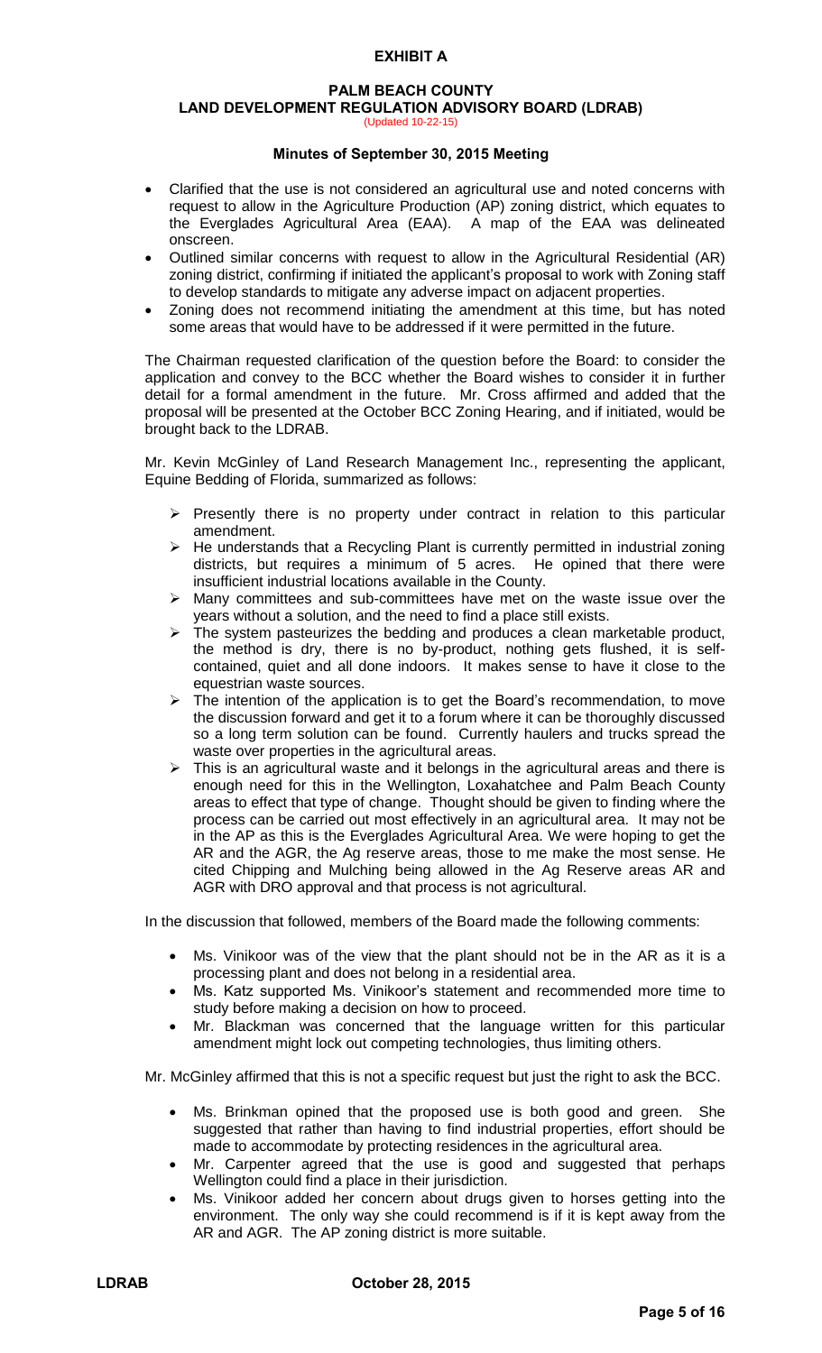**EXHIBIT A**

**PALM BEACH COUNTY**
**LAND DEVELOPMENT REGULATION ADVISORY BOARD (LDRAB)**
(Updated 10-22-15)

**Minutes of September 30, 2015 Meeting**

- Clarified that the use is not considered an agricultural use and noted concerns with request to allow in the Agriculture Production (AP) zoning district, which equates to the Everglades Agricultural Area (EAA). A map of the EAA was delineated onscreen.
- Outlined similar concerns with request to allow in the Agricultural Residential (AR) zoning district, confirming if initiated the applicant's proposal to work with Zoning staff to develop standards to mitigate any adverse impact on adjacent properties.
- Zoning does not recommend initiating the amendment at this time, but has noted some areas that would have to be addressed if it were permitted in the future.

The Chairman requested clarification of the question before the Board: to consider the application and convey to the BCC whether the Board wishes to consider it in further detail for a formal amendment in the future. Mr. Cross affirmed and added that the proposal will be presented at the October BCC Zoning Hearing, and if initiated, would be brought back to the LDRAB.

Mr. Kevin McGinley of Land Research Management Inc., representing the applicant, Equine Bedding of Florida, summarized as follows:

- Presently there is no property under contract in relation to this particular amendment.
- He understands that a Recycling Plant is currently permitted in industrial zoning districts, but requires a minimum of 5 acres. He opined that there were insufficient industrial locations available in the County.
- Many committees and sub-committees have met on the waste issue over the years without a solution, and the need to find a place still exists.
- The system pasteurizes the bedding and produces a clean marketable product, the method is dry, there is no by-product, nothing gets flushed, it is self-contained, quiet and all done indoors. It makes sense to have it close to the equestrian waste sources.
- The intention of the application is to get the Board's recommendation, to move the discussion forward and get it to a forum where it can be thoroughly discussed so a long term solution can be found. Currently haulers and trucks spread the waste over properties in the agricultural areas.
- This is an agricultural waste and it belongs in the agricultural areas and there is enough need for this in the Wellington, Loxahatchee and Palm Beach County areas to effect that type of change. Thought should be given to finding where the process can be carried out most effectively in an agricultural area. It may not be in the AP as this is the Everglades Agricultural Area. We were hoping to get the AR and the AGR, the Ag reserve areas, those to me make the most sense. He cited Chipping and Mulching being allowed in the Ag Reserve areas AR and AGR with DRO approval and that process is not agricultural.

In the discussion that followed, members of the Board made the following comments:

- Ms. Vinikoor was of the view that the plant should not be in the AR as it is a processing plant and does not belong in a residential area.
- Ms. Katz supported Ms. Vinikoor's statement and recommended more time to study before making a decision on how to proceed.
- Mr. Blackman was concerned that the language written for this particular amendment might lock out competing technologies, thus limiting others.

Mr. McGinley affirmed that this is not a specific request but just the right to ask the BCC.

- Ms. Brinkman opined that the proposed use is both good and green. She suggested that rather than having to find industrial properties, effort should be made to accommodate by protecting residences in the agricultural area.
- Mr. Carpenter agreed that the use is good and suggested that perhaps Wellington could find a place in their jurisdiction.
- Ms. Vinikoor added her concern about drugs given to horses getting into the environment. The only way she could recommend is if it is kept away from the AR and AGR. The AP zoning district is more suitable.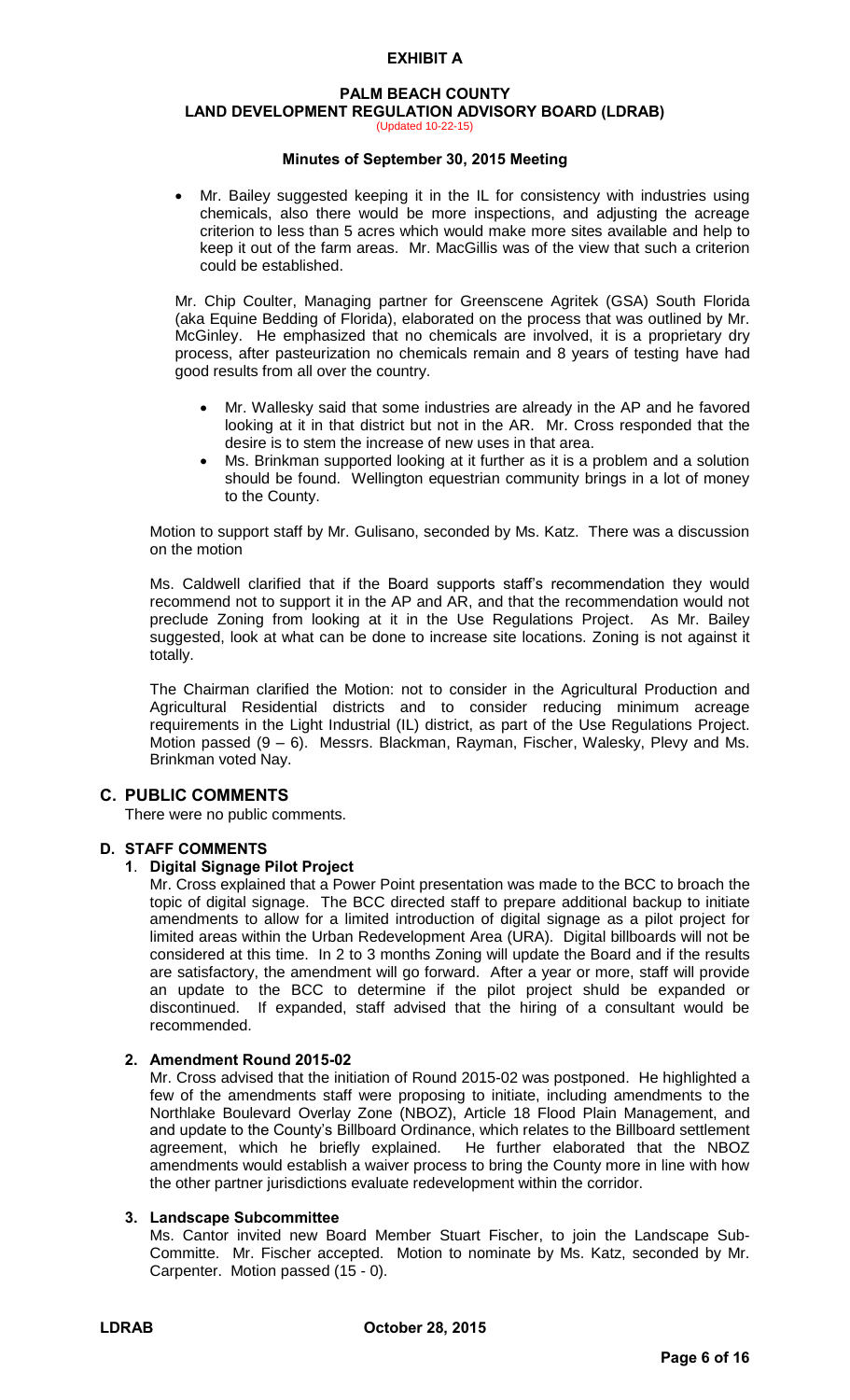**EXHIBIT A**

**PALM BEACH COUNTY**
**LAND DEVELOPMENT REGULATION ADVISORY BOARD (LDRAB)**
(Updated 10-22-15)

**Minutes of September 30, 2015 Meeting**

- Mr. Bailey suggested keeping it in the IL for consistency with industries using chemicals, also there would be more inspections, and adjusting the acreage criterion to less than 5 acres which would make more sites available and help to keep it out of the farm areas. Mr. MacGillis was of the view that such a criterion could be established.

Mr. Chip Coulter, Managing partner for Greenscene Agritek (GSA) South Florida (aka Equine Bedding of Florida), elaborated on the process that was outlined by Mr. McGinley. He emphasized that no chemicals are involved, it is a proprietary dry process, after pasteurization no chemicals remain and 8 years of testing have had good results from all over the country.

- Mr. Wallesky said that some industries are already in the AP and he favored looking at it in that district but not in the AR. Mr. Cross responded that the desire is to stem the increase of new uses in that area.
- Ms. Brinkman supported looking at it further as it is a problem and a solution should be found. Wellington equestrian community brings in a lot of money to the County.

Motion to support staff by Mr. Gulisano, seconded by Ms. Katz. There was a discussion on the motion

Ms. Caldwell clarified that if the Board supports staff's recommendation they would recommend not to support it in the AP and AR, and that the recommendation would not preclude Zoning from looking at it in the Use Regulations Project. As Mr. Bailey suggested, look at what can be done to increase site locations. Zoning is not against it totally.

The Chairman clarified the Motion: not to consider in the Agricultural Production and Agricultural Residential districts and to consider reducing minimum acreage requirements in the Light Industrial (IL) district, as part of the Use Regulations Project. Motion passed (9 – 6). Messrs. Blackman, Rayman, Fischer, Walesky, Plevy and Ms. Brinkman voted Nay.

## C. PUBLIC COMMENTS

There were no public comments.

## D. STAFF COMMENTS

### 1. Digital Signage Pilot Project

Mr. Cross explained that a Power Point presentation was made to the BCC to broach the topic of digital signage. The BCC directed staff to prepare additional backup to initiate amendments to allow for a limited introduction of digital signage as a pilot project for limited areas within the Urban Redevelopment Area (URA). Digital billboards will not be considered at this time. In 2 to 3 months Zoning will update the Board and if the results are satisfactory, the amendment will go forward. After a year or more, staff will provide an update to the BCC to determine if the pilot project shuld be expanded or discontinued. If expanded, staff advised that the hiring of a consultant would be recommended.

### 2. Amendment Round 2015-02

Mr. Cross advised that the initiation of Round 2015-02 was postponed. He highlighted a few of the amendments staff were proposing to initiate, including amendments to the Northlake Boulevard Overlay Zone (NBOZ), Article 18 Flood Plain Management, and and update to the County's Billboard Ordinance, which relates to the Billboard settlement agreement, which he briefly explained. He further elaborated that the NBOZ amendments would establish a waiver process to bring the County more in line with how the other partner jurisdictions evaluate redevelopment within the corridor.

### 3. Landscape Subcommittee

Ms. Cantor invited new Board Member Stuart Fischer, to join the Landscape Sub-Committe. Mr. Fischer accepted. Motion to nominate by Ms. Katz, seconded by Mr. Carpenter. Motion passed (15 - 0).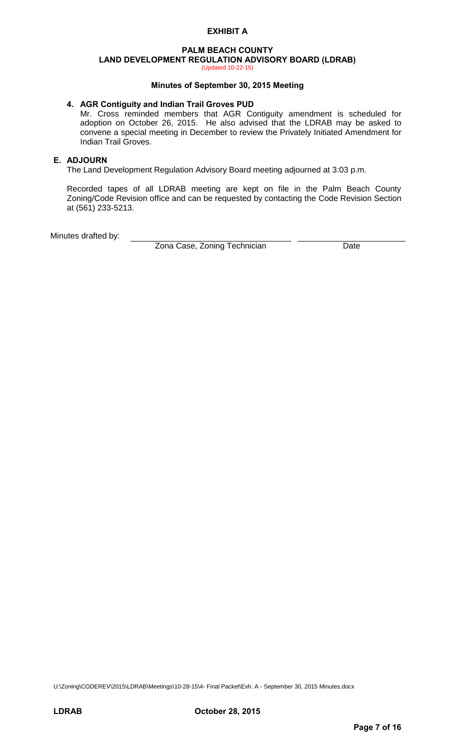**EXHIBIT A**

**PALM BEACH COUNTY**
**LAND DEVELOPMENT REGULATION ADVISORY BOARD (LDRAB)**
(Updated 10-22-15)

**Minutes of September 30, 2015 Meeting**

**4. AGR Contiguity and Indian Trail Groves PUD**

Mr. Cross reminded members that AGR Contiguity amendment is scheduled for adoption on October 26, 2015. He also advised that the LDRAB may be asked to convene a special meeting in December to review the Privately Initiated Amendment for Indian Trail Groves.

**E. ADJOURN**

The Land Development Regulation Advisory Board meeting adjourned at 3:03 p.m.

Recorded tapes of all LDRAB meeting are kept on file in the Palm Beach County Zoning/Code Revision office and can be requested by contacting the Code Revision Section at (561) 233-5213.

Minutes drafted by: \_\_\_\_\_\_\_\_\_\_\_\_\_\_\_\_\_\_\_\_\_\_\_\_\_\_\_\_\_\_ \_\_\_\_\_\_\_\_\_\_\_\_\_\_\_\_

Zona Case, Zoning Technician Date

U:\Zoning\CODEREV\2015\LDRAB\Meetings\10-28-15\4- Final Packet\Exh. A - September 30, 2015 Minutes.docx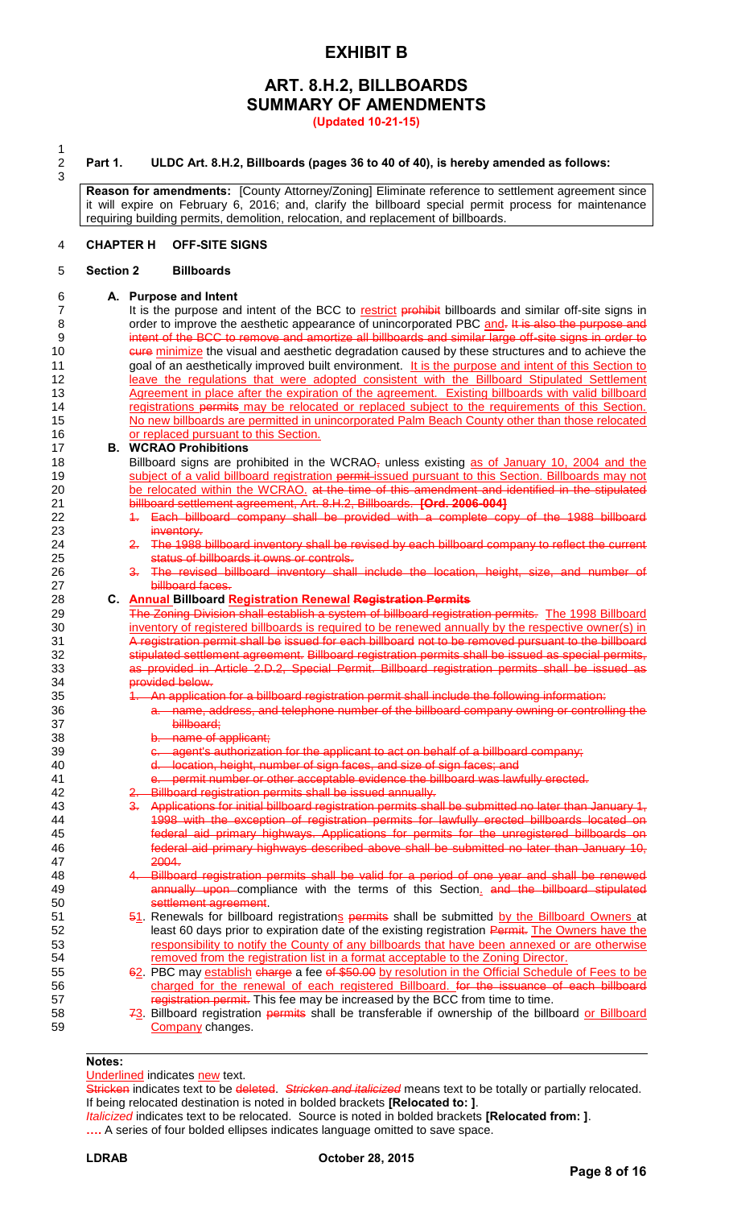# EXHIBIT B

## ART. 8.H.2, BILLBOARDS SUMMARY OF AMENDMENTS

**(Updated 10-21-15)**

**Part 1. ULDC Art. 8.H.2, Billboards (pages 36 to 40 of 40), is hereby amended as follows:**

**Reason for amendments:** [County Attorney/Zoning] Eliminate reference to settlement agreement since it will expire on February 6, 2016; and, clarify the billboard special permit process for maintenance requiring building permits, demolition, relocation, and replacement of billboards.

**CHAPTER H OFF-SITE SIGNS**

**Section 2 Billboards**

**A. Purpose and Intent**

It is the purpose and intent of the BCC to restrict ~~prohibit~~ billboards and similar off-site signs in order to improve the aesthetic appearance of unincorporated PBC and~~. It is also the purpose and intent of the BCC to remove and amortize all billboards and similar large off-site signs in order to cure~~ minimize the visual and aesthetic degradation caused by these structures and to achieve the goal of an aesthetically improved built environment. It is the purpose and intent of this Section to leave the regulations that were adopted consistent with the Billboard Stipulated Settlement Agreement in place after the expiration of the agreement. Existing billboards with valid billboard registrations ~~permits~~ may be relocated or replaced subject to the requirements of this Section. No new billboards are permitted in unincorporated Palm Beach County other than those relocated or replaced pursuant to this Section.

**B. WCRAO Prohibitions**

Billboard signs are prohibited in the WCRAO~~,~~ unless existing as of January 10, 2004 and the subject of a valid billboard registration ~~permit~~ issued pursuant to this Section. Billboards may not be relocated within the WCRAO. ~~at the time of this amendment and identified in the stipulated billboard settlement agreement, Art. 8.H.2, Billboards. **[Ord. 2006-004]**~~

~~1. Each billboard company shall be provided with a complete copy of the 1988 billboard inventory.~~

~~2. The 1988 billboard inventory shall be revised by each billboard company to reflect the current status of billboards it owns or controls.~~

~~3. The revised billboard inventory shall include the location, height, size, and number of billboard faces.~~

**C. Annual Billboard Registration Renewal ~~Registration Permits~~**

~~The Zoning Division shall establish a system of billboard registration permits.~~ The 1998 Billboard inventory of registered billboards is required to be renewed annually by the respective owner(s) in ~~A registration permit shall be issued for each billboard not to be removed pursuant to the billboard stipulated settlement agreement. Billboard registration permits shall be issued as special permits, as provided in Article 2.D.2, Special Permit. Billboard registration permits shall be issued as provided below.~~

~~1. An application for a billboard registration permit shall include the following information:~~

~~a. name, address, and telephone number of the billboard company owning or controlling the billboard;~~

~~b. name of applicant;~~

~~c. agent's authorization for the applicant to act on behalf of a billboard company;~~

~~d. location, height, number of sign faces, and size of sign faces; and~~

~~e. permit number or other acceptable evidence the billboard was lawfully erected.~~

~~2. Billboard registration permits shall be issued annually.~~

~~3. Applications for initial billboard registration permits shall be submitted no later than January 1, 1998 with the exception of registration permits for lawfully erected billboards located on federal aid primary highways. Applications for permits for the unregistered billboards on federal aid primary highways described above shall be submitted no later than January 10, 2004.~~

~~4. Billboard registration permits shall be valid for a period of one year and shall be renewed annually upon~~ compliance with the terms of this Section. ~~and the billboard stipulated settlement agreement.~~

~~5~~1. Renewals for billboard registrations ~~permits~~ shall be submitted by the Billboard Owners at least 60 days prior to expiration date of the existing registration ~~Permit~~. The Owners have the responsibility to notify the County of any billboards that have been annexed or are otherwise removed from the registration list in a format acceptable to the Zoning Director.

~~6~~2. PBC may establish ~~charge~~ a fee ~~of $50.00~~ by resolution in the Official Schedule of Fees to be charged for the renewal of each registered Billboard. ~~for the issuance of each billboard registration permit.~~ This fee may be increased by the BCC from time to time.

~~7~~3. Billboard registration ~~permits~~ shall be transferable if ownership of the billboard or Billboard Company changes.

**Notes:**

Underlined indicates new text.

~~Stricken~~ indicates text to be deleted. *Stricken and italicized* means text to be totally or partially relocated. If being relocated destination is noted in bolded brackets **[Relocated to: ]**.

*Italicized* indicates text to be relocated. Source is noted in bolded brackets **[Relocated from: ]**.

**….** A series of four bolded ellipses indicates language omitted to save space.

**LDRAB** **October 28, 2015**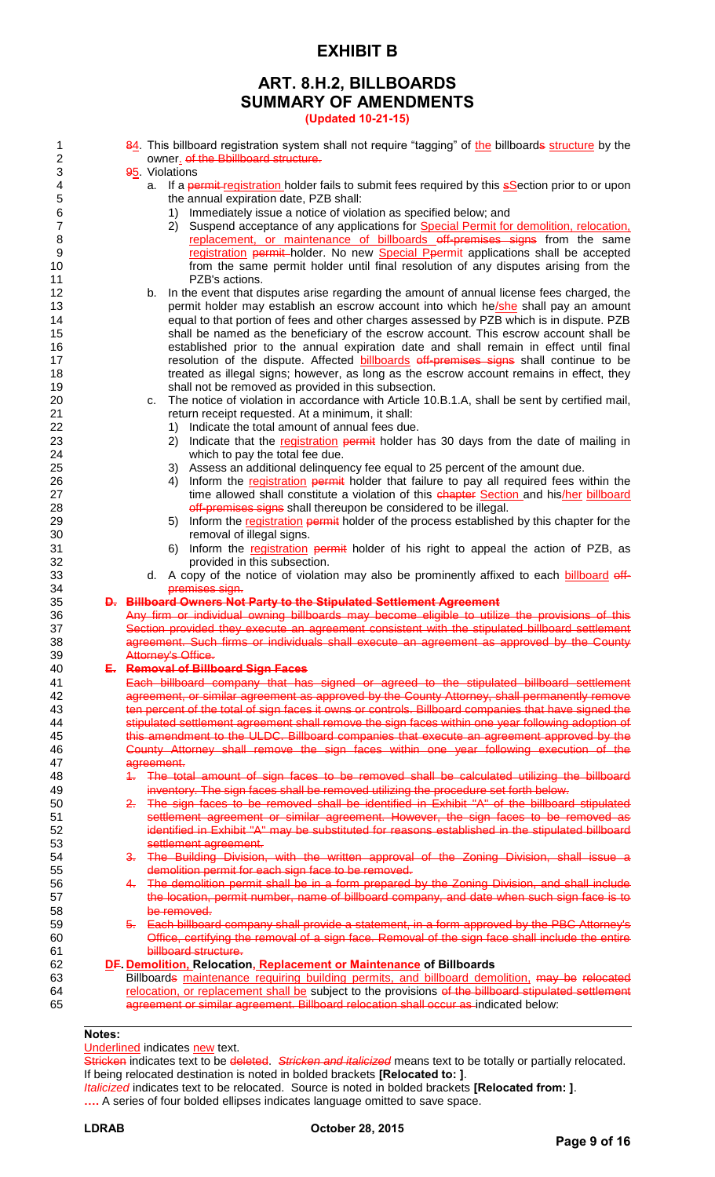# EXHIBIT B

## ART. 8.H.2, BILLBOARDS SUMMARY OF AMENDMENTS

**(Updated 10-21-15)**

~~8~~4. This billboard registration system shall not require "tagging" of the billboard~~s~~ structure by the owner. ~~of the Bbillboard structure.~~

~~9~~5. Violations

a. If a ~~permit~~ registration holder fails to submit fees required by this ~~s~~Section prior to or upon the annual expiration date, PZB shall:

1) Immediately issue a notice of violation as specified below; and

2) Suspend acceptance of any applications for Special Permit for demolition, relocation, replacement, or maintenance of billboards ~~off-premises signs~~ from the same registration ~~permit~~ holder. No new Special ~~P~~permit applications shall be accepted from the same permit holder until final resolution of any disputes arising from the PZB's actions.

b. In the event that disputes arise regarding the amount of annual license fees charged, the permit holder may establish an escrow account into which he/she shall pay an amount equal to that portion of fees and other charges assessed by PZB which is in dispute. PZB shall be named as the beneficiary of the escrow account. This escrow account shall be established prior to the annual expiration date and shall remain in effect until final resolution of the dispute. Affected billboards ~~off-premises signs~~ shall continue to be treated as illegal signs; however, as long as the escrow account remains in effect, they shall not be removed as provided in this subsection.

c. The notice of violation in accordance with Article 10.B.1.A, shall be sent by certified mail, return receipt requested. At a minimum, it shall:

1) Indicate the total amount of annual fees due.

2) Indicate that the registration ~~permit~~ holder has 30 days from the date of mailing in which to pay the total fee due.

3) Assess an additional delinquency fee equal to 25 percent of the amount due.

4) Inform the registration ~~permit~~ holder that failure to pay all required fees within the time allowed shall constitute a violation of this ~~chapter~~ Section and his/her billboard ~~off-premises signs~~ shall thereupon be considered to be illegal.

5) Inform the registration ~~permit~~ holder of the process established by this chapter for the removal of illegal signs.

6) Inform the registration ~~permit~~ holder of his right to appeal the action of PZB, as provided in this subsection.

d. A copy of the notice of violation may also be prominently affixed to each billboard ~~off-premises sign.~~

~~**D. Billboard Owners Not Party to the Stipulated Settlement Agreement**~~

~~Any firm or individual owning billboards may become eligible to utilize the provisions of this Section provided they execute an agreement consistent with the stipulated billboard settlement agreement. Such firms or individuals shall execute an agreement as approved by the County Attorney's Office.~~

~~**E. Removal of Billboard Sign Faces**~~

~~Each billboard company that has signed or agreed to the stipulated billboard settlement agreement, or similar agreement as approved by the County Attorney, shall permanently remove ten percent of the total of sign faces it owns or controls. Billboard companies that have signed the stipulated settlement agreement shall remove the sign faces within one year following adoption of this amendment to the ULDC. Billboard companies that execute an agreement approved by the County Attorney shall remove the sign faces within one year following execution of the agreement.~~

~~1. The total amount of sign faces to be removed shall be calculated utilizing the billboard inventory. The sign faces shall be removed utilizing the procedure set forth below.~~

~~2. The sign faces to be removed shall be identified in Exhibit "A" of the billboard stipulated settlement agreement or similar agreement. However, the sign faces to be removed as identified in Exhibit "A" may be substituted for reasons established in the stipulated billboard settlement agreement.~~

~~3. The Building Division, with the written approval of the Zoning Division, shall issue a demolition permit for each sign face to be removed.~~

~~4. The demolition permit shall be in a form prepared by the Zoning Division, and shall include the location, permit number, name of billboard company, and date when such sign face is to be removed.~~

~~5. Each billboard company shall provide a statement, in a form approved by the PBC Attorney's Office, certifying the removal of a sign face. Removal of the sign face shall include the entire billboard structure.~~

**~~D~~F. Demolition, Relocation, Replacement or Maintenance of Billboards**

Billboard~~s~~ maintenance requiring building permits, and billboard demolition, ~~may be relocated~~ relocation, or replacement shall be subject to the provisions ~~of the billboard stipulated settlement agreement or similar agreement. Billboard relocation shall occur as~~ indicated below:

---

**Notes:**

Underlined indicates new text.

~~Stricken~~ indicates text to be ~~deleted~~. ~~*Stricken and italicized*~~ means text to be totally or partially relocated. If being relocated destination is noted in bolded brackets **[Relocated to: ]**.

*Italicized* indicates text to be relocated. Source is noted in bolded brackets **[Relocated from: ]**.

**….** A series of four bolded ellipses indicates language omitted to save space.

LDRAB October 28, 2015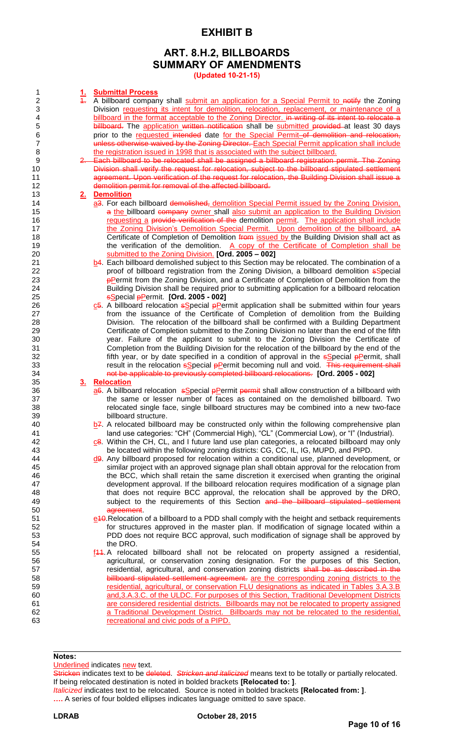# EXHIBIT B

## ART. 8.H.2, BILLBOARDS
## SUMMARY OF AMENDMENTS

**(Updated 10-21-15)**

1. **Submittal Process**

   1. A billboard company shall submit an application for a Special Permit to notify the Zoning Division requesting its intent for demolition, relocation, replacement, or maintenance of a billboard in the format acceptable to the Zoning Director. in writing of its intent to relocate a billboard. The application written notification shall be submitted provided at least 30 days prior to the requested intended date for the Special Permit. of demolition and relocation, unless otherwise waived by the Zoning Director. Each Special Permit application shall include the registration issued in 1998 that is associated with the subject billboard.

   2. Each billboard to be relocated shall be assigned a billboard registration permit. The Zoning Division shall verify the request for relocation, subject to the billboard stipulated settlement agreement. Upon verification of the request for relocation, the Building Division shall issue a demolition permit for removal of the affected billboard.

2. **Demolition**

   a3. For each billboard demolished, demolition Special Permit issued by the Zoning Division, a the billboard company owner shall also submit an application to the Building Division requesting a provide verification of the demolition permit. The application shall include the Zoning Division's Demolition Special Permit. Upon demolition of the billboard, aA Certificate of Completion of Demolition from issued by the Building Division shall act as the verification of the demolition. A copy of the Certificate of Completion shall be submitted to the Zoning Division. **[Ord. 2005 – 002]**

   b4. Each billboard demolished subject to this Section may be relocated. The combination of a proof of billboard registration from the Zoning Division, a billboard demolition sSpecial pPermit from the Zoning Division, and a Certificate of Completion of Demolition from the Building Division shall be required prior to submitting application for a billboard relocation sSpecial pPermit. **[Ord. 2005 - 002]**

   c5. A billboard relocation sSpecial pPermit application shall be submitted within four years from the issuance of the Certificate of Completion of demolition from the Building Division. The relocation of the billboard shall be confirmed with a Building Department Certificate of Completion submitted to the Zoning Division no later than the end of the fifth year. Failure of the applicant to submit to the Zoning Division the Certificate of Completion from the Building Division for the relocation of the billboard by the end of the fifth year, or by date specified in a condition of approval in the sSpecial pPermit, shall result in the relocation sSpecial pPermit becoming null and void. This requirement shall not be applicable to previously completed billboard relocations. **[Ord. 2005 - 002]**

3. **Relocation**

   a6. A billboard relocation sSpecial pPermit permit shall allow construction of a billboard with the same or lesser number of faces as contained on the demolished billboard. Two relocated single face, single billboard structures may be combined into a new two-face billboard structure.

   b7. A relocated billboard may be constructed only within the following comprehensive plan land use categories: "CH" (Commercial High), "CL" (Commercial Low), or "I" (Industrial).

   c8. Within the CH, CL, and I future land use plan categories, a relocated billboard may only be located within the following zoning districts: CG, CC, IL, IG, MUPD, and PIPD.

   d9. Any billboard proposed for relocation within a conditional use, planned development, or similar project with an approved signage plan shall obtain approval for the relocation from the BCC, which shall retain the same discretion it exercised when granting the original development approval. If the billboard relocation requires modification of a signage plan that does not require BCC approval, the relocation shall be approved by the DRO, subject to the requirements of this Section and the billboard stipulated settlement agreement.

   e10. Relocation of a billboard to a PDD shall comply with the height and setback requirements for structures approved in the master plan. If modification of signage located within a PDD does not require BCC approval, such modification of signage shall be approved by the DRO.

   f11. A relocated billboard shall not be relocated on property assigned a residential, agricultural, or conservation zoning designation. For the purposes of this Section, residential, agricultural, and conservation zoning districts shall be as described in the billboard stipulated settlement agreement. are the corresponding zoning districts to the residential, agricultural, or conservation FLU designations as indicated in Tables 3.A.3.B and,3.A.3.C. of the ULDC. For purposes of this Section, Traditional Development Districts are considered residential districts. Billboards may not be relocated to property assigned a Traditional Development District. Billboards may not be relocated to the residential, recreational and civic pods of a PIPD.

---

**Notes:**

Underlined indicates new text.

Stricken indicates text to be deleted. *Stricken and italicized* means text to be totally or partially relocated. If being relocated destination is noted in bolded brackets **[Relocated to: ]**.

*Italicized* indicates text to be relocated. Source is noted in bolded brackets **[Relocated from: ]**.

**….** A series of four bolded ellipses indicates language omitted to save space.

**LDRAB** **October 28, 2015**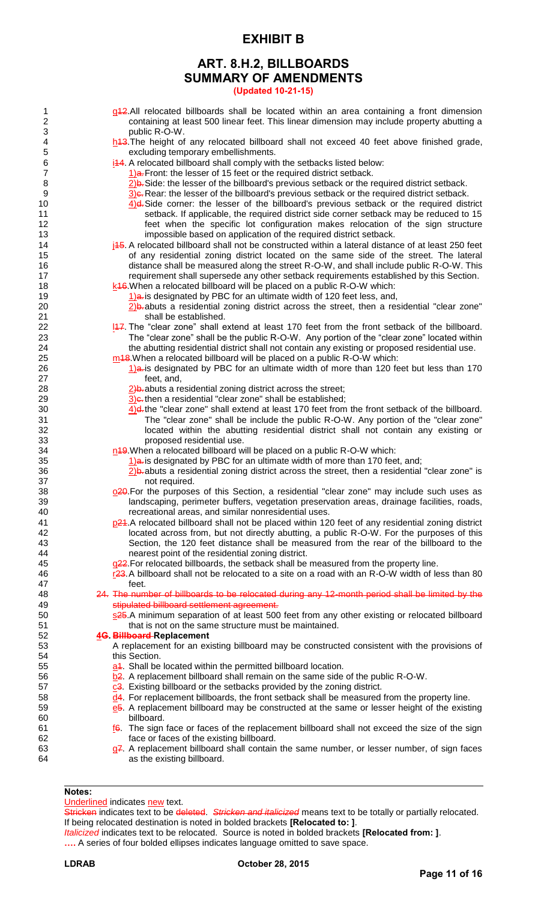# EXHIBIT B

## ART. 8.H.2, BILLBOARDS
## SUMMARY OF AMENDMENTS

**(Updated 10-21-15)**

g~~12~~. All relocated billboards shall be located within an area containing a front dimension containing at least 500 linear feet. This linear dimension may include property abutting a public R-O-W.

h~~13~~. The height of any relocated billboard shall not exceed 40 feet above finished grade, excluding temporary embellishments.

i~~14~~. A relocated billboard shall comply with the setbacks listed below:

- 1)~~a.~~ Front: the lesser of 15 feet or the required district setback.
- 2)~~b.~~ Side: the lesser of the billboard's previous setback or the required district setback.
- 3)~~c.~~ Rear: the lesser of the billboard's previous setback or the required district setback.
- 4)~~d.~~ Side corner: the lesser of the billboard's previous setback or the required district setback. If applicable, the required district side corner setback may be reduced to 15 feet when the specific lot configuration makes relocation of the sign structure impossible based on application of the required district setback.

j~~15~~. A relocated billboard shall not be constructed within a lateral distance of at least 250 feet of any residential zoning district located on the same side of the street. The lateral distance shall be measured along the street R-O-W, and shall include public R-O-W. This requirement shall supersede any other setback requirements established by this Section.

k~~16~~. When a relocated billboard will be placed on a public R-O-W which:

- 1)~~a.~~ is designated by PBC for an ultimate width of 120 feet less, and,
- 2)~~b.~~ abuts a residential zoning district across the street, then a residential "clear zone" shall be established.

l~~17~~. The "clear zone" shall extend at least 170 feet from the front setback of the billboard. The "clear zone" shall be the public R-O-W. Any portion of the "clear zone" located within the abutting residential district shall not contain any existing or proposed residential use.

m~~18~~. When a relocated billboard will be placed on a public R-O-W which:

- 1)~~a.~~ is designated by PBC for an ultimate width of more than 120 feet but less than 170 feet, and,
- 2)~~b.~~ abuts a residential zoning district across the street;
- 3)~~c.~~ then a residential "clear zone" shall be established;
- 4)~~d.~~ the "clear zone" shall extend at least 170 feet from the front setback of the billboard. The "clear zone" shall be include the public R-O-W. Any portion of the "clear zone" located within the abutting residential district shall not contain any existing or proposed residential use.

n~~19~~. When a relocated billboard will be placed on a public R-O-W which:

- 1)~~a.~~ is designated by PBC for an ultimate width of more than 170 feet, and;
- 2)~~b.~~ abuts a residential zoning district across the street, then a residential "clear zone" is not required.

o~~20~~. For the purposes of this Section, a residential "clear zone" may include such uses as landscaping, perimeter buffers, vegetation preservation areas, drainage facilities, roads, recreational areas, and similar nonresidential uses.

p~~21~~. A relocated billboard shall not be placed within 120 feet of any residential zoning district located across from, but not directly abutting, a public R-O-W. For the purposes of this Section, the 120 feet distance shall be measured from the rear of the billboard to the nearest point of the residential zoning district.

q~~22~~. For relocated billboards, the setback shall be measured from the property line.

r~~23~~. A billboard shall not be relocated to a site on a road with an R-O-W width of less than 80 feet.

~~24. The number of billboards to be relocated during any 12-month period shall be limited by the stipulated billboard settlement agreement.~~

s~~25~~. A minimum separation of at least 500 feet from any other existing or relocated billboard that is not on the same structure must be maintained.

**4~~G~~. ~~Billboard~~ Replacement**

A replacement for an existing billboard may be constructed consistent with the provisions of this Section.

a~~1~~. Shall be located within the permitted billboard location.

b~~2~~. A replacement billboard shall remain on the same side of the public R-O-W.

c~~3~~. Existing billboard or the setbacks provided by the zoning district.

d~~4~~. For replacement billboards, the front setback shall be measured from the property line.

e~~5~~. A replacement billboard may be constructed at the same or lesser height of the existing billboard.

f~~6~~. The sign face or faces of the replacement billboard shall not exceed the size of the sign face or faces of the existing billboard.

g~~7~~. A replacement billboard shall contain the same number, or lesser number, of sign faces as the existing billboard.

---

**Notes:**

Underlined indicates new text.
~~Stricken~~ indicates text to be ~~deleted~~. ***~~Stricken and italicized~~*** means text to be totally or partially relocated. If being relocated destination is noted in bolded brackets **[Relocated to: ]**.
*Italicized* indicates text to be relocated. Source is noted in bolded brackets **[Relocated from: ]**.
**….** A series of four bolded ellipses indicates language omitted to save space.

**LDRAB** **October 28, 2015**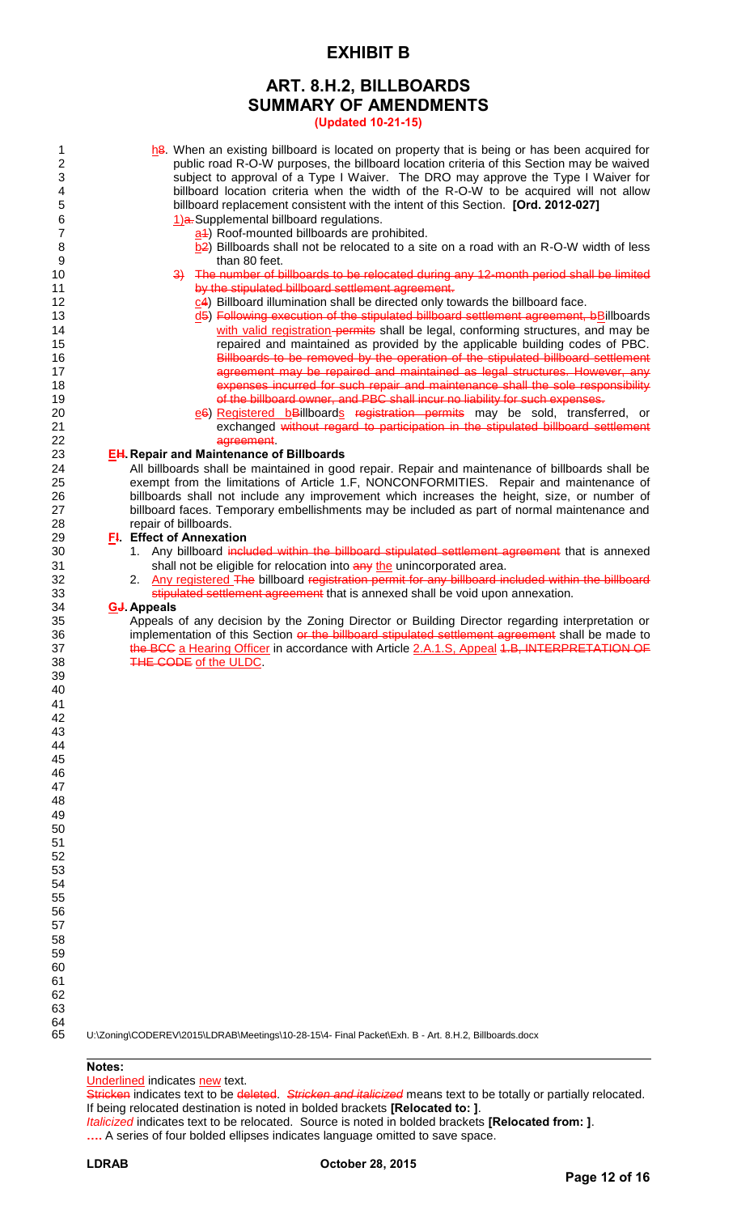# EXHIBIT B

## ART. 8.H.2, BILLBOARDS
## SUMMARY OF AMENDMENTS

**(Updated 10-21-15)**

h8. When an existing billboard is located on property that is being or has been acquired for public road R-O-W purposes, the billboard location criteria of this Section may be waived subject to approval of a Type I Waiver. The DRO may approve the Type I Waiver for billboard location criteria when the width of the R-O-W to be acquired will not allow billboard replacement consistent with the intent of this Section. **[Ord. 2012-027]**

1)a. Supplemental billboard regulations.

a1) Roof-mounted billboards are prohibited.

b2) Billboards shall not be relocated to a site on a road with an R-O-W width of less than 80 feet.

3) The number of billboards to be relocated during any 12-month period shall be limited by the stipulated billboard settlement agreement.

c4) Billboard illumination shall be directed only towards the billboard face.

d5) Following execution of the stipulated billboard settlement agreement, bBillboards with valid registration permits shall be legal, conforming structures, and may be repaired and maintained as provided by the applicable building codes of PBC. Billboards to be removed by the operation of the stipulated billboard settlement agreement may be repaired and maintained as legal structures. However, any expenses incurred for such repair and maintenance shall the sole responsibility of the billboard owner, and PBC shall incur no liability for such expenses.

e6) Registered bBillboards registration permits may be sold, transferred, or exchanged without regard to participation in the stipulated billboard settlement agreement.

**EH. Repair and Maintenance of Billboards**

All billboards shall be maintained in good repair. Repair and maintenance of billboards shall be exempt from the limitations of Article 1.F, NONCONFORMITIES. Repair and maintenance of billboards shall not include any improvement which increases the height, size, or number of billboard faces. Temporary embellishments may be included as part of normal maintenance and repair of billboards.

**FI. Effect of Annexation**

1. Any billboard included within the billboard stipulated settlement agreement that is annexed shall not be eligible for relocation into any the unincorporated area.
2. Any registered The billboard registration permit for any billboard included within the billboard stipulated settlement agreement that is annexed shall be void upon annexation.

**GJ. Appeals**

Appeals of any decision by the Zoning Director or Building Director regarding interpretation or implementation of this Section or the billboard stipulated settlement agreement shall be made to the BCC a Hearing Officer in accordance with Article 2.A.1.S, Appeal 1.B, INTERPRETATION OF THE CODE of the ULDC.

U:\Zoning\CODEREV\2015\LDRAB\Meetings\10-28-15\4- Final Packet\Exh. B - Art. 8.H.2, Billboards.docx

---

**Notes:**

Underlined indicates new text.

Stricken indicates text to be deleted. *Stricken and italicized* means text to be totally or partially relocated. If being relocated destination is noted in bolded brackets **[Relocated to: ]**.

*Italicized* indicates text to be relocated. Source is noted in bolded brackets **[Relocated from: ]**.

**….** A series of four bolded ellipses indicates language omitted to save space.

**LDRAB** **October 28, 2015**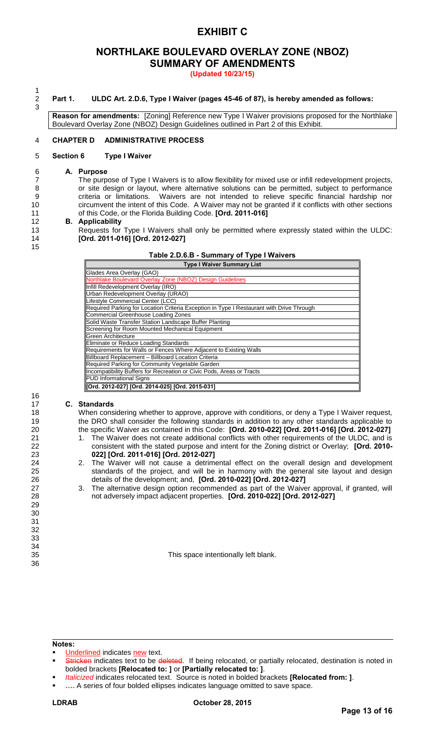# EXHIBIT C

## NORTHLAKE BOULEVARD OVERLAY ZONE (NBOZ) SUMMARY OF AMENDMENTS

**(Updated 10/23/15)**

**Part 1. ULDC Art. 2.D.6, Type I Waiver (pages 45-46 of 87), is hereby amended as follows:**

**Reason for amendments:** [Zoning] Reference new Type I Waiver provisions proposed for the Northlake Boulevard Overlay Zone (NBOZ) Design Guidelines outlined in Part 2 of this Exhibit.

**CHAPTER D ADMINISTRATIVE PROCESS**

**Section 6 Type I Waiver**

**A. Purpose**

The purpose of Type I Waivers is to allow flexibility for mixed use or infill redevelopment projects, or site design or layout, where alternative solutions can be permitted, subject to performance criteria or limitations. Waivers are not intended to relieve specific financial hardship nor circumvent the intent of this Code. A Waiver may not be granted if it conflicts with other sections of this Code, or the Florida Building Code. **[Ord. 2011-016]**

**B. Applicability**

Requests for Type I Waivers shall only be permitted where expressly stated within the ULDC: **[Ord. 2011-016] [Ord. 2012-027]**

**Table 2.D.6.B - Summary of Type I Waivers**

| Type I Waiver Summary List |
|---|
| Glades Area Overlay (GAO) |
| <u>Northlake Boulevard Overlay Zone (NBOZ) Design Guidelines</u> |
| Infill Redevelopment Overlay (IRO) |
| Urban Redevelopment Overlay (URAO) |
| Lifestyle Commercial Center (LCC) |
| Required Parking for Location Criteria Exception in Type I Restaurant with Drive Through |
| Commercial Greenhouse Loading Zones |
| Solid Waste Transfer Station Landscape Buffer Planting |
| Screening for Room Mounted Mechanical Equipment |
| Green Architecture |
| Eliminate or Reduce Loading Standards |
| Requirements for Walls or Fences Where Adjacent to Existing Walls |
| Billboard Replacement – Billboard Location Criteria |
| Required Parking for Community Vegetable Garden |
| Incompatibility Buffers for Recreation or Civic Pods, Areas or Tracts |
| PUD Informational Signs |
| **[Ord. 2012-027] [Ord. 2014-025] [Ord. 2015-031]** |

**C. Standards**

When considering whether to approve, approve with conditions, or deny a Type I Waiver request, the DRO shall consider the following standards in addition to any other standards applicable to the specific Waiver as contained in this Code: **[Ord. 2010-022] [Ord. 2011-016] [Ord. 2012-027]**

1. The Waiver does not create additional conflicts with other requirements of the ULDC, and is consistent with the stated purpose and intent for the Zoning district or Overlay; **[Ord. 2010-022] [Ord. 2011-016] [Ord. 2012-027]**
2. The Waiver will not cause a detrimental effect on the overall design and development standards of the project, and will be in harmony with the general site layout and design details of the development; and, **[Ord. 2010-022] [Ord. 2012-027]**
3. The alternative design option recommended as part of the Waiver approval, if granted, will not adversely impact adjacent properties. **[Ord. 2010-022] [Ord. 2012-027]**

This space intentionally left blank.

**Notes:**

- <u>Underlined</u> indicates <u>new</u> text.
- ~~Stricken~~ indicates text to be ~~deleted~~. If being relocated, or partially relocated, destination is noted in bolded brackets **[Relocated to: ]** or **[Partially relocated to: ]**.
- *Italicized* indicates relocated text. Source is noted in bolded brackets **[Relocated from: ]**.
- **….** A series of four bolded ellipses indicates language omitted to save space.

**LDRAB** **October 28, 2015**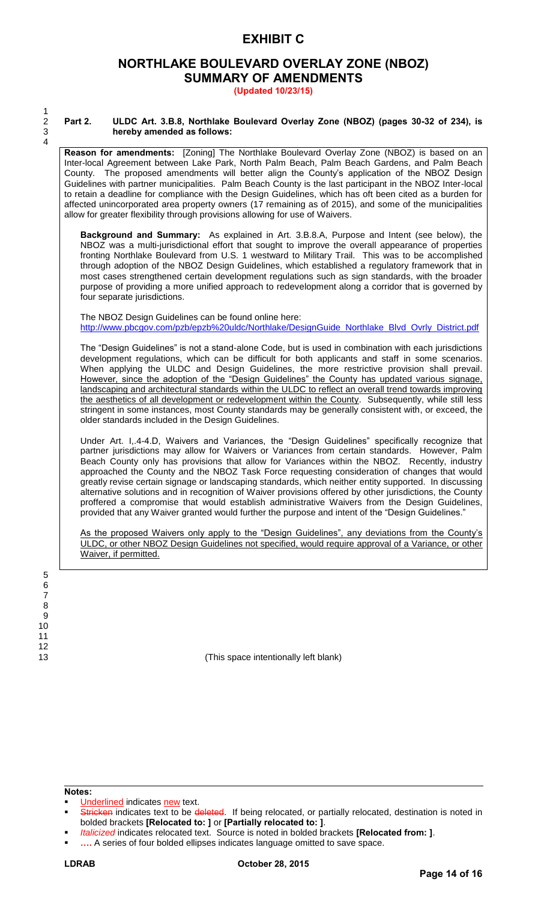# EXHIBIT C

## NORTHLAKE BOULEVARD OVERLAY ZONE (NBOZ) SUMMARY OF AMENDMENTS

**(Updated 10/23/15)**

**Part 2. ULDC Art. 3.B.8, Northlake Boulevard Overlay Zone (NBOZ) (pages 30-32 of 234), is hereby amended as follows:**

**Reason for amendments:** [Zoning] The Northlake Boulevard Overlay Zone (NBOZ) is based on an Inter-local Agreement between Lake Park, North Palm Beach, Palm Beach Gardens, and Palm Beach County. The proposed amendments will better align the County's application of the NBOZ Design Guidelines with partner municipalities. Palm Beach County is the last participant in the NBOZ Inter-local to retain a deadline for compliance with the Design Guidelines, which has oft been cited as a burden for affected unincorporated area property owners (17 remaining as of 2015), and some of the municipalities allow for greater flexibility through provisions allowing for use of Waivers.

**Background and Summary:** As explained in Art. 3.B.8.A, Purpose and Intent (see below), the NBOZ was a multi-jurisdictional effort that sought to improve the overall appearance of properties fronting Northlake Boulevard from U.S. 1 westward to Military Trail. This was to be accomplished through adoption of the NBOZ Design Guidelines, which established a regulatory framework that in most cases strengthened certain development regulations such as sign standards, with the broader purpose of providing a more unified approach to redevelopment along a corridor that is governed by four separate jurisdictions.

The NBOZ Design Guidelines can be found online here: http://www.pbcgov.com/pzb/epzb%20uldc/Northlake/DesignGuide_Northlake_Blvd_Ovrly_District.pdf

The "Design Guidelines" is not a stand-alone Code, but is used in combination with each jurisdictions development regulations, which can be difficult for both applicants and staff in some scenarios. When applying the ULDC and Design Guidelines, the more restrictive provision shall prevail. <u>However, since the adoption of the "Design Guidelines" the County has updated various signage, landscaping and architectural standards within the ULDC to reflect an overall trend towards improving the aesthetics of all development or redevelopment within the County</u>. Subsequently, while still less stringent in some instances, most County standards may be generally consistent with, or exceed, the older standards included in the Design Guidelines.

Under Art. I,.4-4.D, Waivers and Variances, the "Design Guidelines" specifically recognize that partner jurisdictions may allow for Waivers or Variances from certain standards. However, Palm Beach County only has provisions that allow for Variances within the NBOZ. Recently, industry approached the County and the NBOZ Task Force requesting consideration of changes that would greatly revise certain signage or landscaping standards, which neither entity supported. In discussing alternative solutions and in recognition of Waiver provisions offered by other jurisdictions, the County proffered a compromise that would establish administrative Waivers from the Design Guidelines, provided that any Waiver granted would further the purpose and intent of the "Design Guidelines."

<u>As the proposed Waivers only apply to the "Design Guidelines", any deviations from the County's ULDC, or other NBOZ Design Guidelines not specified, would require approval of a Variance, or other Waiver, if permitted.</u>

(This space intentionally left blank)

**Notes:**

- <u>Underlined</u> indicates <u>new</u> text.
- ~~Stricken~~ indicates text to be ~~deleted~~. If being relocated, or partially relocated, destination is noted in bolded brackets **[Relocated to: ]** or **[Partially relocated to: ]**.
- *Italicized* indicates relocated text. Source is noted in bolded brackets **[Relocated from: ]**.
- **….** A series of four bolded ellipses indicates language omitted to save space.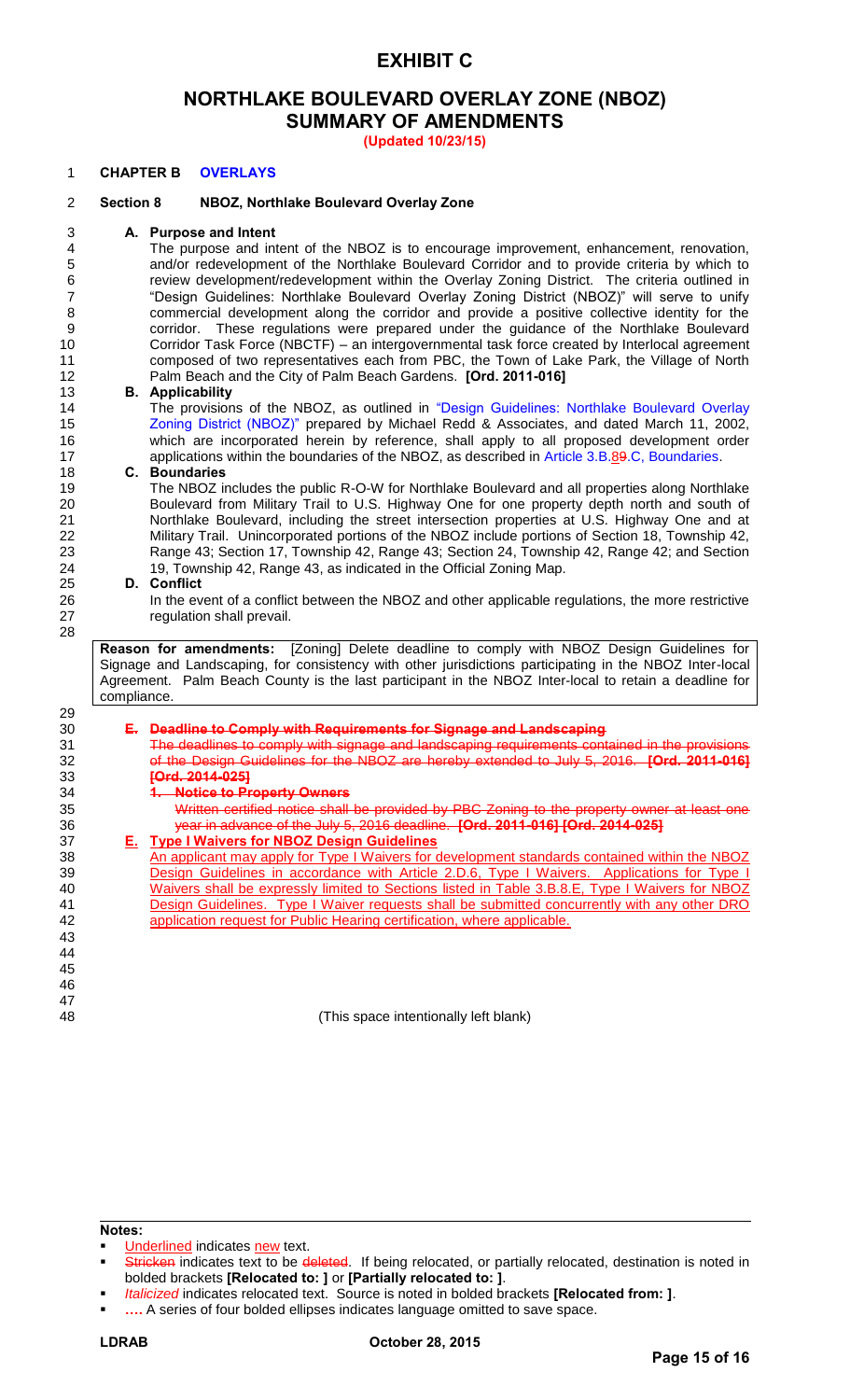# EXHIBIT C

## NORTHLAKE BOULEVARD OVERLAY ZONE (NBOZ) SUMMARY OF AMENDMENTS

**(Updated 10/23/15)**

**CHAPTER B OVERLAYS**

**Section 8 NBOZ, Northlake Boulevard Overlay Zone**

**A. Purpose and Intent**

The purpose and intent of the NBOZ is to encourage improvement, enhancement, renovation, and/or redevelopment of the Northlake Boulevard Corridor and to provide criteria by which to review development/redevelopment within the Overlay Zoning District. The criteria outlined in "Design Guidelines: Northlake Boulevard Overlay Zoning District (NBOZ)" will serve to unify commercial development along the corridor and provide a positive collective identity for the corridor. These regulations were prepared under the guidance of the Northlake Boulevard Corridor Task Force (NBCTF) – an intergovernmental task force created by Interlocal agreement composed of two representatives each from PBC, the Town of Lake Park, the Village of North Palm Beach and the City of Palm Beach Gardens. **[Ord. 2011-016]**

**B. Applicability**

The provisions of the NBOZ, as outlined in "Design Guidelines: Northlake Boulevard Overlay Zoning District (NBOZ)" prepared by Michael Redd & Associates, and dated March 11, 2002, which are incorporated herein by reference, shall apply to all proposed development order applications within the boundaries of the NBOZ, as described in Article 3.B.~~8~~9.C, Boundaries.

**C. Boundaries**

The NBOZ includes the public R-O-W for Northlake Boulevard and all properties along Northlake Boulevard from Military Trail to U.S. Highway One for one property depth north and south of Northlake Boulevard, including the street intersection properties at U.S. Highway One and at Military Trail. Unincorporated portions of the NBOZ include portions of Section 18, Township 42, Range 43; Section 17, Township 42, Range 43; Section 24, Township 42, Range 42; and Section 19, Township 42, Range 43, as indicated in the Official Zoning Map.

**D. Conflict**

In the event of a conflict between the NBOZ and other applicable regulations, the more restrictive regulation shall prevail.

**Reason for amendments:** [Zoning] Delete deadline to comply with NBOZ Design Guidelines for Signage and Landscaping, for consistency with other jurisdictions participating in the NBOZ Inter-local Agreement. Palm Beach County is the last participant in the NBOZ Inter-local to retain a deadline for compliance.

~~**E. Deadline to Comply with Requirements for Signage and Landscaping**~~

~~The deadlines to comply with signage and landscaping requirements contained in the provisions of the Design Guidelines for the NBOZ are hereby extended to July 5, 2016. **[Ord. 2011-016] [Ord. 2014-025]**~~

~~**1. Notice to Property Owners**~~

~~Written certified notice shall be provided by PBC Zoning to the property owner at least one year in advance of the July 5, 2016 deadline. **[Ord. 2011-016] [Ord. 2014-025]**~~

<u>**E. Type I Waivers for NBOZ Design Guidelines**</u>

<u>An applicant may apply for Type I Waivers for development standards contained within the NBOZ Design Guidelines in accordance with Article 2.D.6, Type I Waivers. Applications for Type I Waivers shall be expressly limited to Sections listed in Table 3.B.8.E, Type I Waivers for NBOZ Design Guidelines. Type I Waiver requests shall be submitted concurrently with any other DRO application request for Public Hearing certification, where applicable.</u>

(This space intentionally left blank)

**Notes:**

- <u>Underlined</u> indicates <u>new</u> text.
- ~~Stricken~~ indicates text to be ~~deleted~~. If being relocated, or partially relocated, destination is noted in bolded brackets **[Relocated to: ]** or **[Partially relocated to: ]**.
- *Italicized* indicates relocated text. Source is noted in bolded brackets **[Relocated from: ]**.
- **….** A series of four bolded ellipses indicates language omitted to save space.

LDRAB October 28, 2015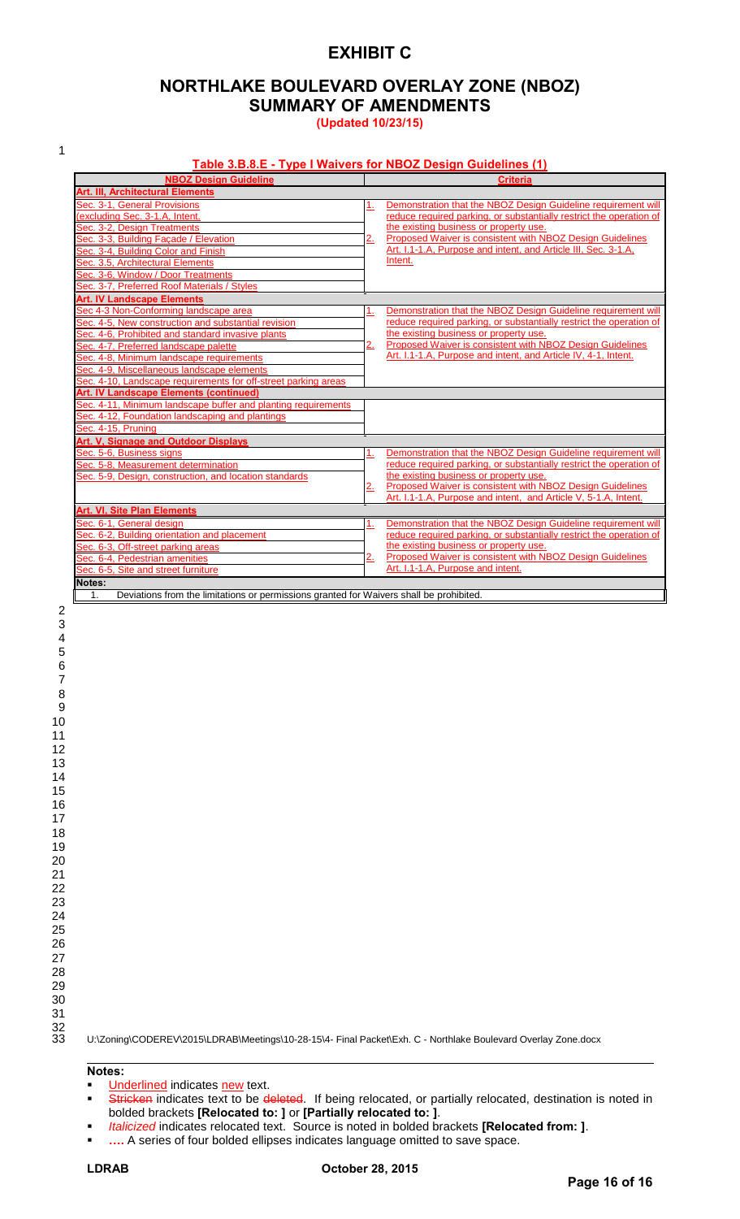# EXHIBIT C

## NORTHLAKE BOULEVARD OVERLAY ZONE (NBOZ) SUMMARY OF AMENDMENTS

**(Updated 10/23/15)**

**Table 3.B.8.E - Type I Waivers for NBOZ Design Guidelines (1)**

| NBOZ Design Guideline | Criteria |
|---|---|
| **Art. III, Architectural Elements** | |
| Sec. 3-1, General Provisions (excluding Sec. 3-1.A, Intent. Sec. 3-2, Design Treatments Sec. 3-3, Building Façade / Elevation Sec. 3-4, Building Color and Finish Sec. 3.5, Architectural Elements Sec. 3-6, Window / Door Treatments Sec. 3-7, Preferred Roof Materials / Styles | 1. Demonstration that the NBOZ Design Guideline requirement will reduce required parking, or substantially restrict the operation of the existing business or property use. 2. Proposed Waiver is consistent with NBOZ Design Guidelines Art. I.1-1.A, Purpose and intent, and Article III, Sec. 3-1.A, Intent. |
| **Art. IV Landscape Elements** | |
| Sec 4-3 Non-Conforming landscape area Sec. 4-5, New construction and substantial revision Sec. 4-6, Prohibited and standard invasive plants Sec. 4-7, Preferred landscape palette Sec. 4-8, Minimum landscape requirements Sec. 4-9, Miscellaneous landscape elements Sec. 4-10, Landscape requirements for off-street parking areas | 1. Demonstration that the NBOZ Design Guideline requirement will reduce required parking, or substantially restrict the operation of the existing business or property use. 2. Proposed Waiver is consistent with NBOZ Design Guidelines Art. I.1-1.A, Purpose and intent, and Article IV, 4-1, Intent. |
| **Art. IV Landscape Elements (continued)** | |
| Sec. 4-11, Minimum landscape buffer and planting requirements Sec. 4-12, Foundation landscaping and plantings Sec. 4-15, Pruning | |
| **Art. V, Signage and Outdoor Displays** | |
| Sec. 5-6, Business signs Sec. 5-8, Measurement determination Sec. 5-9, Design, construction, and location standards | 1. Demonstration that the NBOZ Design Guideline requirement will reduce required parking, or substantially restrict the operation of the existing business or property use. 2. Proposed Waiver is consistent with NBOZ Design Guidelines Art. I.1-1.A, Purpose and intent, and Article V, 5-1.A, Intent. |
| **Art. VI, Site Plan Elements** | |
| Sec. 6-1, General design Sec. 6-2, Building orientation and placement Sec. 6-3, Off-street parking areas Sec. 6-4, Pedestrian amenities Sec. 6-5, Site and street furniture | 1. Demonstration that the NBOZ Design Guideline requirement will reduce required parking, or substantially restrict the operation of the existing business or property use. 2. Proposed Waiver is consistent with NBOZ Design Guidelines Art. I.1-1.A, Purpose and intent. |
| **Notes:** | |
| 1. Deviations from the limitations or permissions granted for Waivers shall be prohibited. | |

U:\Zoning\CODEREV\2015\LDRAB\Meetings\10-28-15\4- Final Packet\Exh. C - Northlake Boulevard Overlay Zone.docx

**Notes:**

- Underlined indicates new text.
- ~~Stricken~~ indicates text to be ~~deleted~~. If being relocated, or partially relocated, destination is noted in bolded brackets **[Relocated to: ]** or **[Partially relocated to: ]**.
- *Italicized* indicates relocated text. Source is noted in bolded brackets **[Relocated from: ]**.
- **….** A series of four bolded ellipses indicates language omitted to save space.

LDRAB October 28, 2015